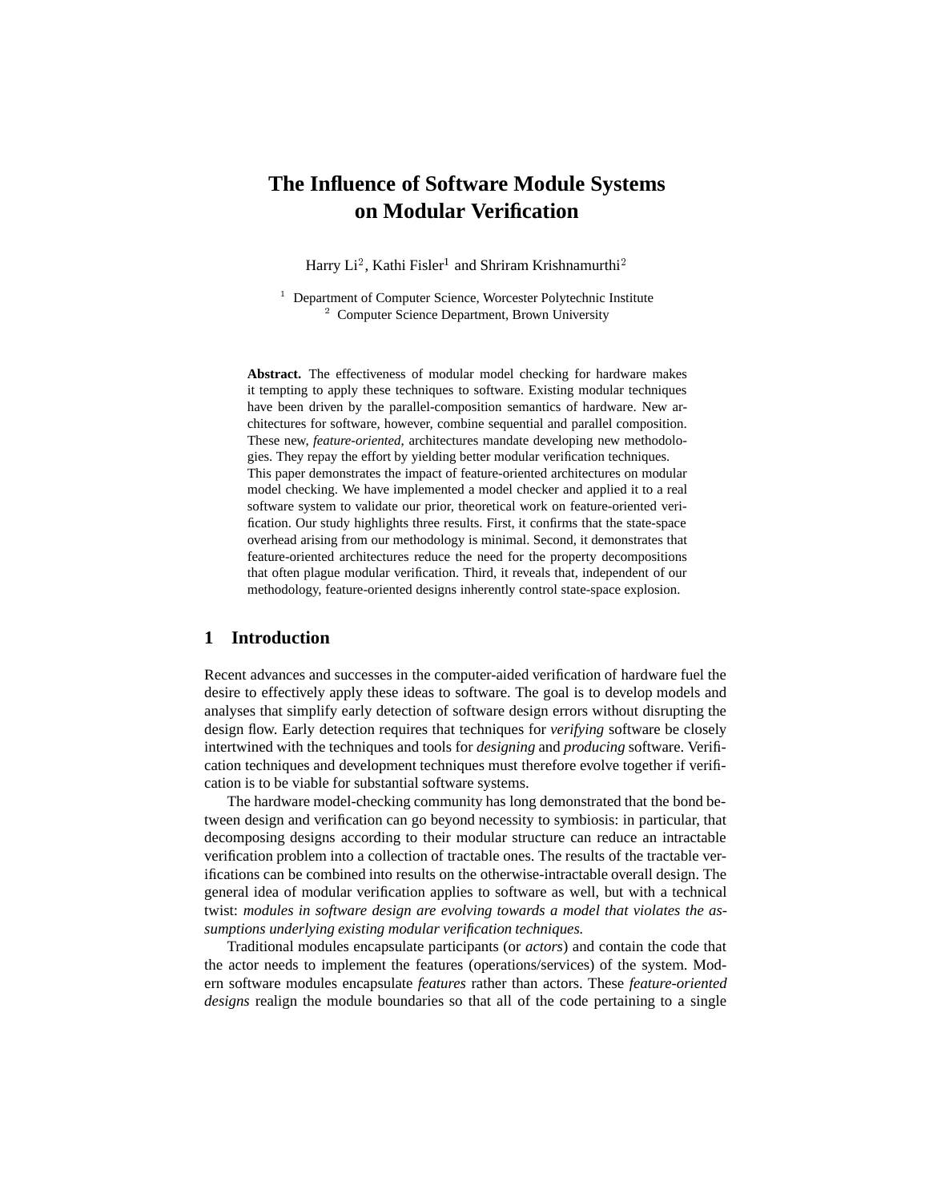# The Influence of Software Module Systems on Modular Verification

Harry Li[2], Kathi Fisler[1] and Shriram Krishnamurthi[2]

[1] Department of Computer Science, Worcester Polytechnic Institute
[2] Computer Science Department, Brown University

**Abstract.** The effectiveness of modular model checking for hardware makes it tempting to apply these techniques to software. Existing modular techniques have been driven by the parallel-composition semantics of hardware. New architectures for software, however, combine sequential and parallel composition. These new, *feature-oriented*, architectures mandate developing new methodologies. They repay the effort by yielding better modular verification techniques. This paper demonstrates the impact of feature-oriented architectures on modular model checking. We have implemented a model checker and applied it to a real software system to validate our prior, theoretical work on feature-oriented verification. Our study highlights three results. First, it confirms that the state-space overhead arising from our methodology is minimal. Second, it demonstrates that feature-oriented architectures reduce the need for the property decompositions that often plague modular verification. Third, it reveals that, independent of our methodology, feature-oriented designs inherently control state-space explosion.

## 1 Introduction

Recent advances and successes in the computer-aided verification of hardware fuel the desire to effectively apply these ideas to software. The goal is to develop models and analyses that simplify early detection of software design errors without disrupting the design flow. Early detection requires that techniques for *verifying* software be closely intertwined with the techniques and tools for *designing* and *producing* software. Verification techniques and development techniques must therefore evolve together if verification is to be viable for substantial software systems.

The hardware model-checking community has long demonstrated that the bond between design and verification can go beyond necessity to symbiosis: in particular, that decomposing designs according to their modular structure can reduce an intractable verification problem into a collection of tractable ones. The results of the tractable verifications can be combined into results on the otherwise-intractable overall design. The general idea of modular verification applies to software as well, but with a technical twist: *modules in software design are evolving towards a model that violates the assumptions underlying existing modular verification techniques.*

Traditional modules encapsulate participants (or *actors*) and contain the code that the actor needs to implement the features (operations/services) of the system. Modern software modules encapsulate *features* rather than actors. These *feature-oriented designs* realign the module boundaries so that all of the code pertaining to a single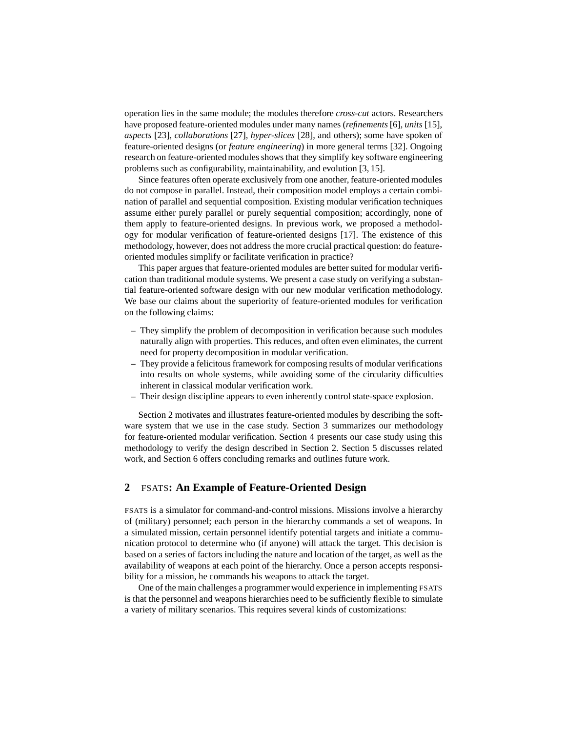operation lies in the same module; the modules therefore *cross-cut* actors. Researchers have proposed feature-oriented modules under many names (*refinements* [6], *units* [15], *aspects* [23], *collaborations* [27], *hyper-slices* [28], and others); some have spoken of feature-oriented designs (or *feature engineering*) in more general terms [32]. Ongoing research on feature-oriented modules shows that they simplify key software engineering problems such as configurability, maintainability, and evolution [3, 15].

Since features often operate exclusively from one another, feature-oriented modules do not compose in parallel. Instead, their composition model employs a certain combination of parallel and sequential composition. Existing modular verification techniques assume either purely parallel or purely sequential composition; accordingly, none of them apply to feature-oriented designs. In previous work, we proposed a methodology for modular verification of feature-oriented designs [17]. The existence of this methodology, however, does not address the more crucial practical question: do feature-oriented modules simplify or facilitate verification in practice?

This paper argues that feature-oriented modules are better suited for modular verification than traditional module systems. We present a case study on verifying a substantial feature-oriented software design with our new modular verification methodology. We base our claims about the superiority of feature-oriented modules for verification on the following claims:

- They simplify the problem of decomposition in verification because such modules naturally align with properties. This reduces, and often even eliminates, the current need for property decomposition in modular verification.
- They provide a felicitous framework for composing results of modular verifications into results on whole systems, while avoiding some of the circularity difficulties inherent in classical modular verification work.
- Their design discipline appears to even inherently control state-space explosion.

Section 2 motivates and illustrates feature-oriented modules by describing the software system that we use in the case study. Section 3 summarizes our methodology for feature-oriented modular verification. Section 4 presents our case study using this methodology to verify the design described in Section 2. Section 5 discusses related work, and Section 6 offers concluding remarks and outlines future work.

## 2 FSATS: An Example of Feature-Oriented Design

FSATS is a simulator for command-and-control missions. Missions involve a hierarchy of (military) personnel; each person in the hierarchy commands a set of weapons. In a simulated mission, certain personnel identify potential targets and initiate a communication protocol to determine who (if anyone) will attack the target. This decision is based on a series of factors including the nature and location of the target, as well as the availability of weapons at each point of the hierarchy. Once a person accepts responsibility for a mission, he commands his weapons to attack the target.

One of the main challenges a programmer would experience in implementing FSATS is that the personnel and weapons hierarchies need to be sufficiently flexible to simulate a variety of military scenarios. This requires several kinds of customizations: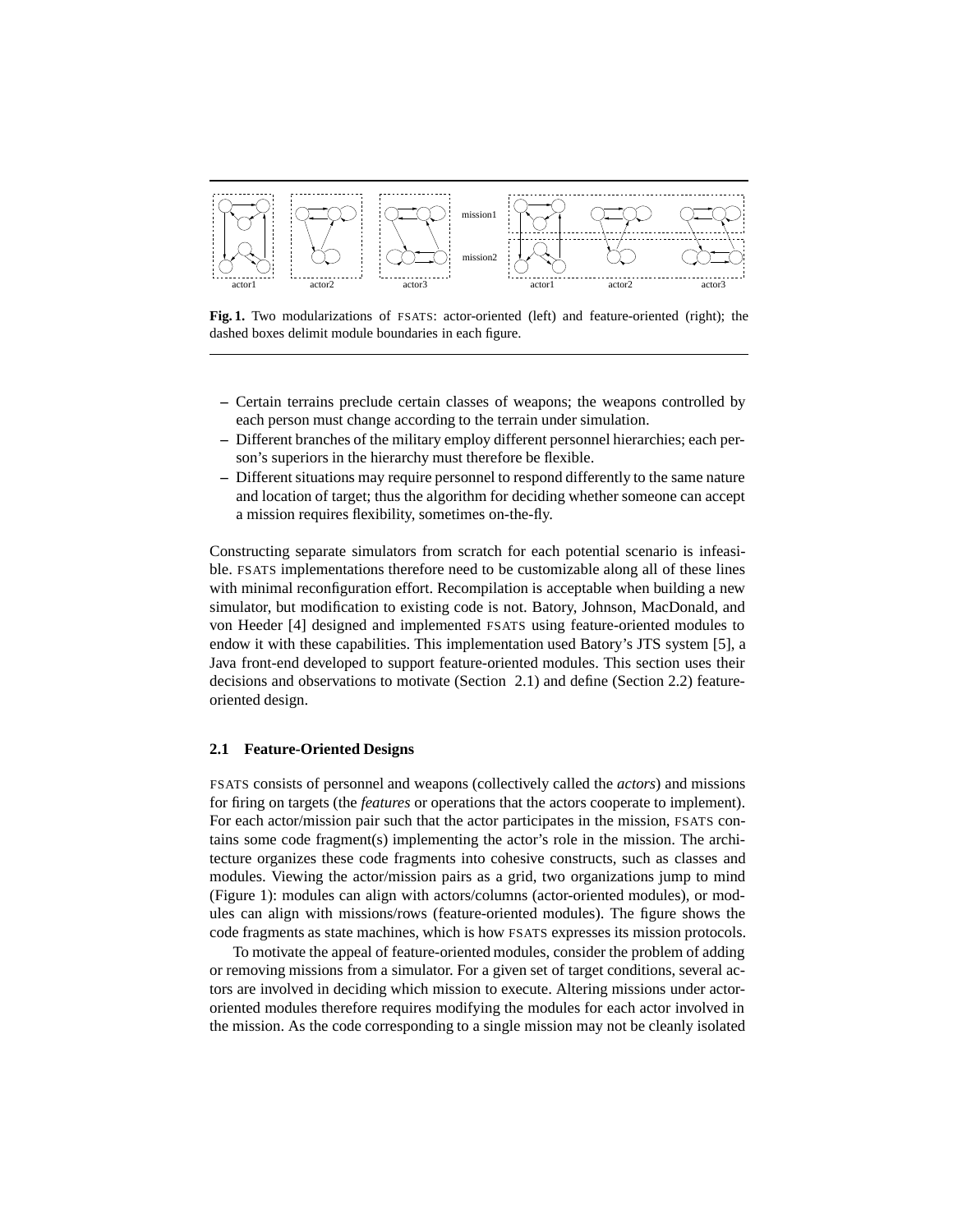**Fig. 1.** Two modularizations of FSATS: actor-oriented (left) and feature-oriented (right); the dashed boxes delimit module boundaries in each figure.

- Certain terrains preclude certain classes of weapons; the weapons controlled by each person must change according to the terrain under simulation.
- Different branches of the military employ different personnel hierarchies; each person's superiors in the hierarchy must therefore be flexible.
- Different situations may require personnel to respond differently to the same nature and location of target; thus the algorithm for deciding whether someone can accept a mission requires flexibility, sometimes on-the-fly.

Constructing separate simulators from scratch for each potential scenario is infeasible. FSATS implementations therefore need to be customizable along all of these lines with minimal reconfiguration effort. Recompilation is acceptable when building a new simulator, but modification to existing code is not. Batory, Johnson, MacDonald, and von Heeder [4] designed and implemented FSATS using feature-oriented modules to endow it with these capabilities. This implementation used Batory's JTS system [5], a Java front-end developed to support feature-oriented modules. This section uses their decisions and observations to motivate (Section 2.1) and define (Section 2.2) feature-oriented design.

### 2.1 Feature-Oriented Designs

FSATS consists of personnel and weapons (collectively called the *actors*) and missions for firing on targets (the *features* or operations that the actors cooperate to implement). For each actor/mission pair such that the actor participates in the mission, FSATS contains some code fragment(s) implementing the actor's role in the mission. The architecture organizes these code fragments into cohesive constructs, such as classes and modules. Viewing the actor/mission pairs as a grid, two organizations jump to mind (Figure 1): modules can align with actors/columns (actor-oriented modules), or modules can align with missions/rows (feature-oriented modules). The figure shows the code fragments as state machines, which is how FSATS expresses its mission protocols.

To motivate the appeal of feature-oriented modules, consider the problem of adding or removing missions from a simulator. For a given set of target conditions, several actors are involved in deciding which mission to execute. Altering missions under actor-oriented modules therefore requires modifying the modules for each actor involved in the mission. As the code corresponding to a single mission may not be cleanly isolated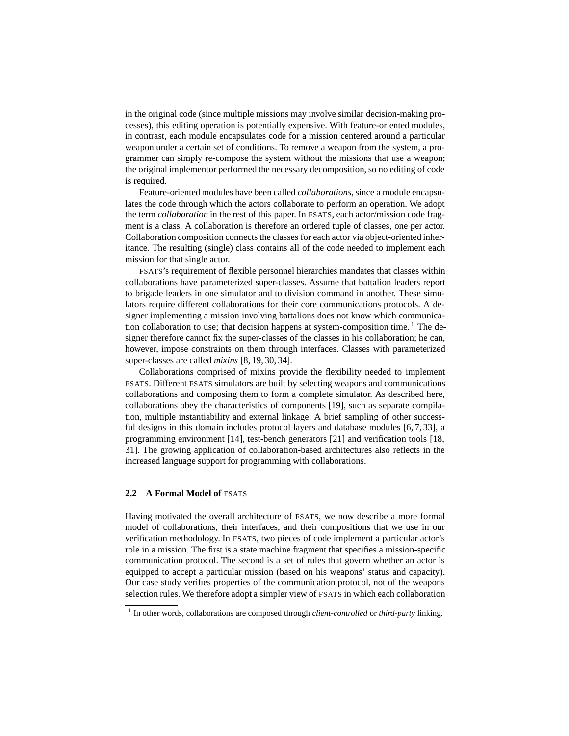in the original code (since multiple missions may involve similar decision-making processes), this editing operation is potentially expensive. With feature-oriented modules, in contrast, each module encapsulates code for a mission centered around a particular weapon under a certain set of conditions. To remove a weapon from the system, a programmer can simply re-compose the system without the missions that use a weapon; the original implementor performed the necessary decomposition, so no editing of code is required.

Feature-oriented modules have been called *collaborations*, since a module encapsulates the code through which the actors collaborate to perform an operation. We adopt the term *collaboration* in the rest of this paper. In FSATS, each actor/mission code fragment is a class. A collaboration is therefore an ordered tuple of classes, one per actor. Collaboration composition connects the classes for each actor via object-oriented inheritance. The resulting (single) class contains all of the code needed to implement each mission for that single actor.

FSATS's requirement of flexible personnel hierarchies mandates that classes within collaborations have parameterized super-classes. Assume that battalion leaders report to brigade leaders in one simulator and to division command in another. These simulators require different collaborations for their core communications protocols. A designer implementing a mission involving battalions does not know which communication collaboration to use; that decision happens at system-composition time. [1] The designer therefore cannot fix the super-classes of the classes in his collaboration; he can, however, impose constraints on them through interfaces. Classes with parameterized super-classes are called *mixins* [8, 19, 30, 34].

Collaborations comprised of mixins provide the flexibility needed to implement FSATS. Different FSATS simulators are built by selecting weapons and communications collaborations and composing them to form a complete simulator. As described here, collaborations obey the characteristics of components [19], such as separate compilation, multiple instantiability and external linkage. A brief sampling of other successful designs in this domain includes protocol layers and database modules [6, 7, 33], a programming environment [14], test-bench generators [21] and verification tools [18, 31]. The growing application of collaboration-based architectures also reflects in the increased language support for programming with collaborations.

### 2.2 A Formal Model of FSATS

Having motivated the overall architecture of FSATS, we now describe a more formal model of collaborations, their interfaces, and their compositions that we use in our verification methodology. In FSATS, two pieces of code implement a particular actor's role in a mission. The first is a state machine fragment that specifies a mission-specific communication protocol. The second is a set of rules that govern whether an actor is equipped to accept a particular mission (based on his weapons' status and capacity). Our case study verifies properties of the communication protocol, not of the weapons selection rules. We therefore adopt a simpler view of FSATS in which each collaboration

[1] In other words, collaborations are composed through *client-controlled* or *third-party* linking.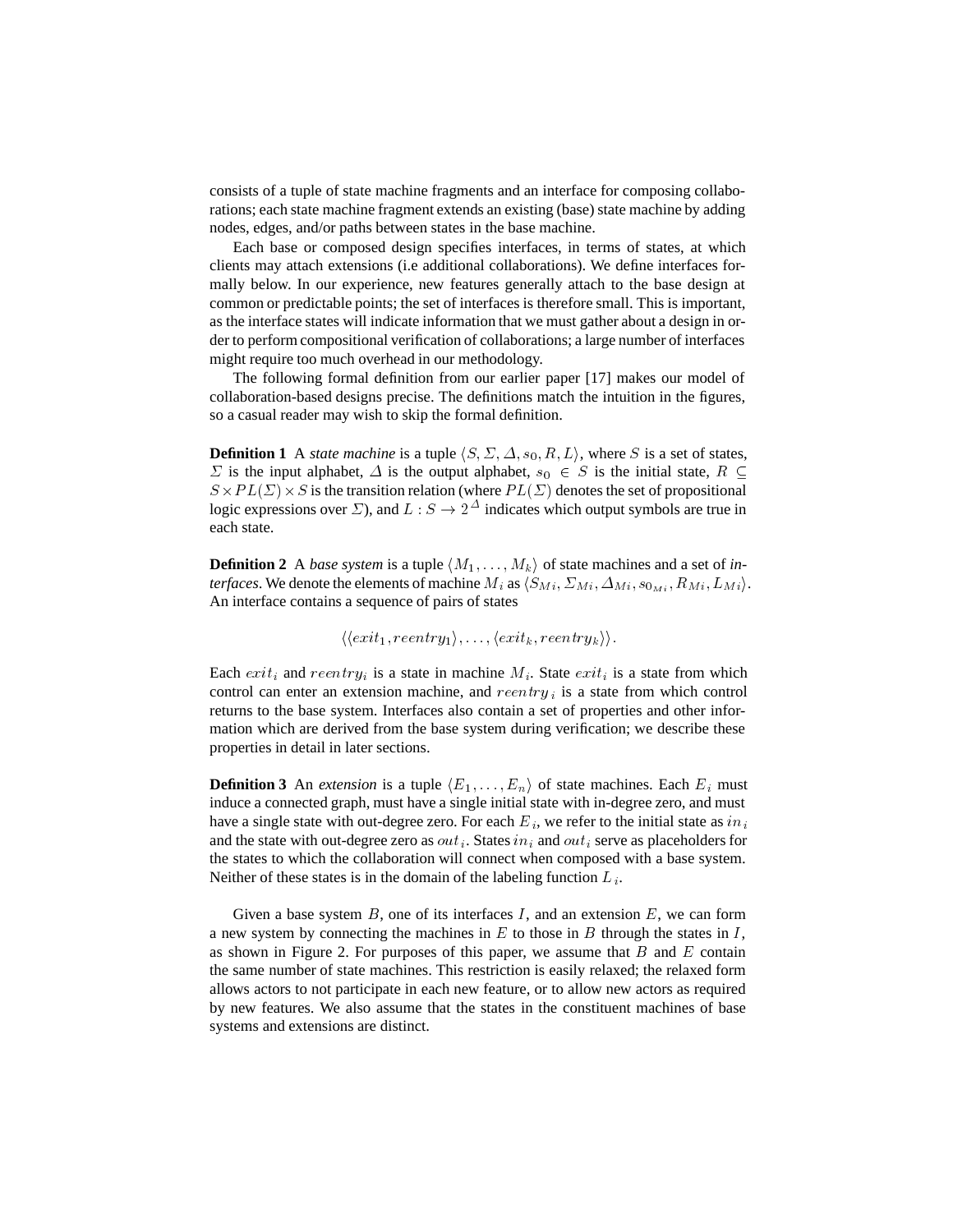consists of a tuple of state machine fragments and an interface for composing collaborations; each state machine fragment extends an existing (base) state machine by adding nodes, edges, and/or paths between states in the base machine.

Each base or composed design specifies interfaces, in terms of states, at which clients may attach extensions (i.e additional collaborations). We define interfaces formally below. In our experience, new features generally attach to the base design at common or predictable points; the set of interfaces is therefore small. This is important, as the interface states will indicate information that we must gather about a design in order to perform compositional verification of collaborations; a large number of interfaces might require too much overhead in our methodology.

The following formal definition from our earlier paper [17] makes our model of collaboration-based designs precise. The definitions match the intuition in the figures, so a casual reader may wish to skip the formal definition.

**Definition 1** A *state machine* is a tuple $\langle S, \Sigma, \Delta, s_0, R, L \rangle$, where $S$ is a set of states, $\Sigma$ is the input alphabet, $\Delta$ is the output alphabet, $s_0 \in S$ is the initial state, $R \subseteq S \times PL(\Sigma) \times S$ is the transition relation (where $PL(\Sigma)$ denotes the set of propositional logic expressions over $\Sigma$), and $L : S \rightarrow 2^{\Delta}$ indicates which output symbols are true in each state.

**Definition 2** A *base system* is a tuple $\langle M_1, \ldots, M_k \rangle$ of state machines and a set of *interfaces*. We denote the elements of machine $M_i$ as $\langle S_{Mi}, \Sigma_{Mi}, \Delta_{Mi}, s_{0_{Mi}}, R_{Mi}, L_{Mi} \rangle$. An interface contains a sequence of pairs of states

$$\langle \langle exit_1, reentry_1 \rangle, \ldots, \langle exit_k, reentry_k \rangle \rangle.$$

Each $exit_i$ and $reentry_i$ is a state in machine $M_i$. State $exit_i$ is a state from which control can enter an extension machine, and $reentry_i$ is a state from which control returns to the base system. Interfaces also contain a set of properties and other information which are derived from the base system during verification; we describe these properties in detail in later sections.

**Definition 3** An *extension* is a tuple $\langle E_1, \ldots, E_n \rangle$ of state machines. Each $E_i$ must induce a connected graph, must have a single initial state with in-degree zero, and must have a single state with out-degree zero. For each $E_i$, we refer to the initial state as $in_i$ and the state with out-degree zero as $out_i$. States $in_i$ and $out_i$ serve as placeholders for the states to which the collaboration will connect when composed with a base system. Neither of these states is in the domain of the labeling function $L_i$.

Given a base system $B$, one of its interfaces $I$, and an extension $E$, we can form a new system by connecting the machines in $E$ to those in $B$ through the states in $I$, as shown in Figure 2. For purposes of this paper, we assume that $B$ and $E$ contain the same number of state machines. This restriction is easily relaxed; the relaxed form allows actors to not participate in each new feature, or to allow new actors as required by new features. We also assume that the states in the constituent machines of base systems and extensions are distinct.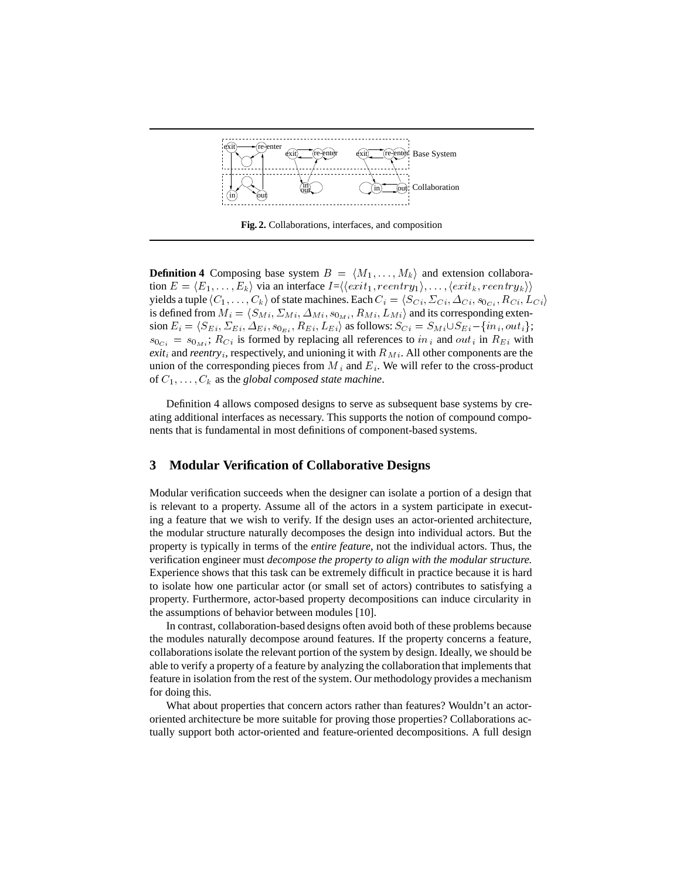**Fig. 2.** Collaborations, interfaces, and composition

**Definition 4** Composing base system $B = \langle M_1, \ldots, M_k \rangle$ and extension collaboration $E = \langle E_1, \ldots, E_k \rangle$ via an interface $I = \langle\langle exit_1, reentry_1 \rangle, \ldots, \langle exit_k, reentry_k \rangle\rangle$ yields a tuple $\langle C_1, \ldots, C_k \rangle$ of state machines. Each $C_i = \langle S_{Ci}, \Sigma_{Ci}, \Delta_{Ci}, s_{0_{Ci}}, R_{Ci}, L_{Ci} \rangle$ is defined from $M_i = \langle S_{Mi}, \Sigma_{Mi}, \Delta_{Mi}, s_{0_{Mi}}, R_{Mi}, L_{Mi} \rangle$ and its corresponding extension $E_i = \langle S_{Ei}, \Sigma_{Ei}, \Delta_{Ei}, s_{0_{Ei}}, R_{Ei}, L_{Ei} \rangle$ as follows: $S_{Ci} = S_{Mi} \cup S_{Ei} - \{in_i, out_i\}$; $s_{0_{Ci}} = s_{0_{Mi}}$; $R_{Ci}$ is formed by replacing all references to $in_i$ and $out_i$ in $R_{Ei}$ with *exit*$_i$ and *reentry*$_i$, respectively, and unioning it with $R_{Mi}$. All other components are the union of the corresponding pieces from $M_i$ and $E_i$. We will refer to the cross-product of $C_1, \ldots, C_k$ as the *global composed state machine*.

Definition 4 allows composed designs to serve as subsequent base systems by creating additional interfaces as necessary. This supports the notion of compound components that is fundamental in most definitions of component-based systems.

## 3 Modular Verification of Collaborative Designs

Modular verification succeeds when the designer can isolate a portion of a design that is relevant to a property. Assume all of the actors in a system participate in executing a feature that we wish to verify. If the design uses an actor-oriented architecture, the modular structure naturally decomposes the design into individual actors. But the property is typically in terms of the *entire feature*, not the individual actors. Thus, the verification engineer must *decompose the property to align with the modular structure.* Experience shows that this task can be extremely difficult in practice because it is hard to isolate how one particular actor (or small set of actors) contributes to satisfying a property. Furthermore, actor-based property decompositions can induce circularity in the assumptions of behavior between modules [10].

In contrast, collaboration-based designs often avoid both of these problems because the modules naturally decompose around features. If the property concerns a feature, collaborations isolate the relevant portion of the system by design. Ideally, we should be able to verify a property of a feature by analyzing the collaboration that implements that feature in isolation from the rest of the system. Our methodology provides a mechanism for doing this.

What about properties that concern actors rather than features? Wouldn't an actor-oriented architecture be more suitable for proving those properties? Collaborations actually support both actor-oriented and feature-oriented decompositions. A full design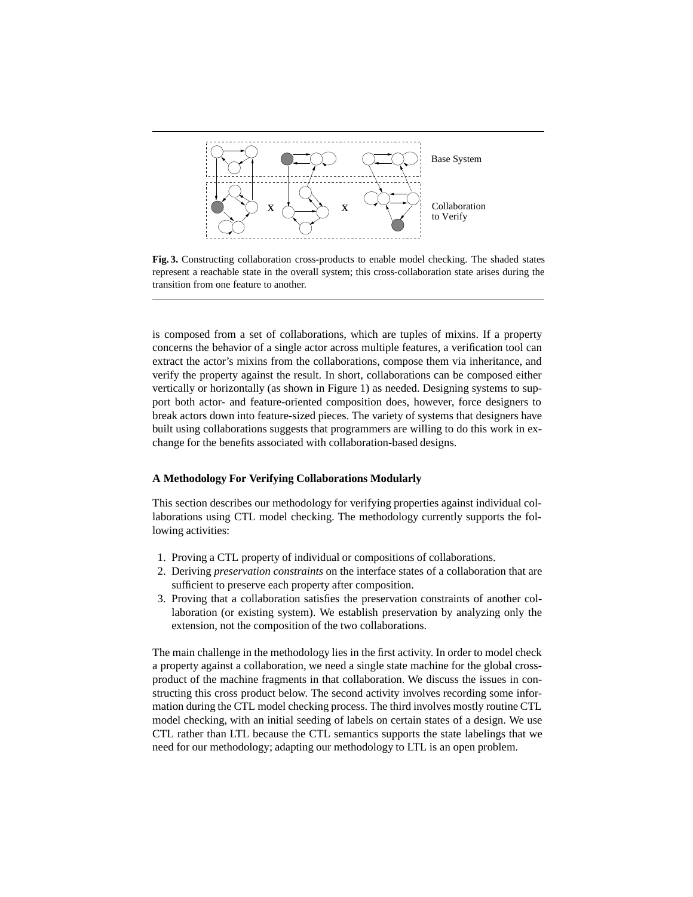**Fig. 3.** Constructing collaboration cross-products to enable model checking. The shaded states represent a reachable state in the overall system; this cross-collaboration state arises during the transition from one feature to another.

is composed from a set of collaborations, which are tuples of mixins. If a property concerns the behavior of a single actor across multiple features, a verification tool can extract the actor's mixins from the collaborations, compose them via inheritance, and verify the property against the result. In short, collaborations can be composed either vertically or horizontally (as shown in Figure 1) as needed. Designing systems to support both actor- and feature-oriented composition does, however, force designers to break actors down into feature-sized pieces. The variety of systems that designers have built using collaborations suggests that programmers are willing to do this work in exchange for the benefits associated with collaboration-based designs.

### A Methodology For Verifying Collaborations Modularly

This section describes our methodology for verifying properties against individual collaborations using CTL model checking. The methodology currently supports the following activities:

1. Proving a CTL property of individual or compositions of collaborations.
2. Deriving *preservation constraints* on the interface states of a collaboration that are sufficient to preserve each property after composition.
3. Proving that a collaboration satisfies the preservation constraints of another collaboration (or existing system). We establish preservation by analyzing only the extension, not the composition of the two collaborations.

The main challenge in the methodology lies in the first activity. In order to model check a property against a collaboration, we need a single state machine for the global cross-product of the machine fragments in that collaboration. We discuss the issues in constructing this cross product below. The second activity involves recording some information during the CTL model checking process. The third involves mostly routine CTL model checking, with an initial seeding of labels on certain states of a design. We use CTL rather than LTL because the CTL semantics supports the state labelings that we need for our methodology; adapting our methodology to LTL is an open problem.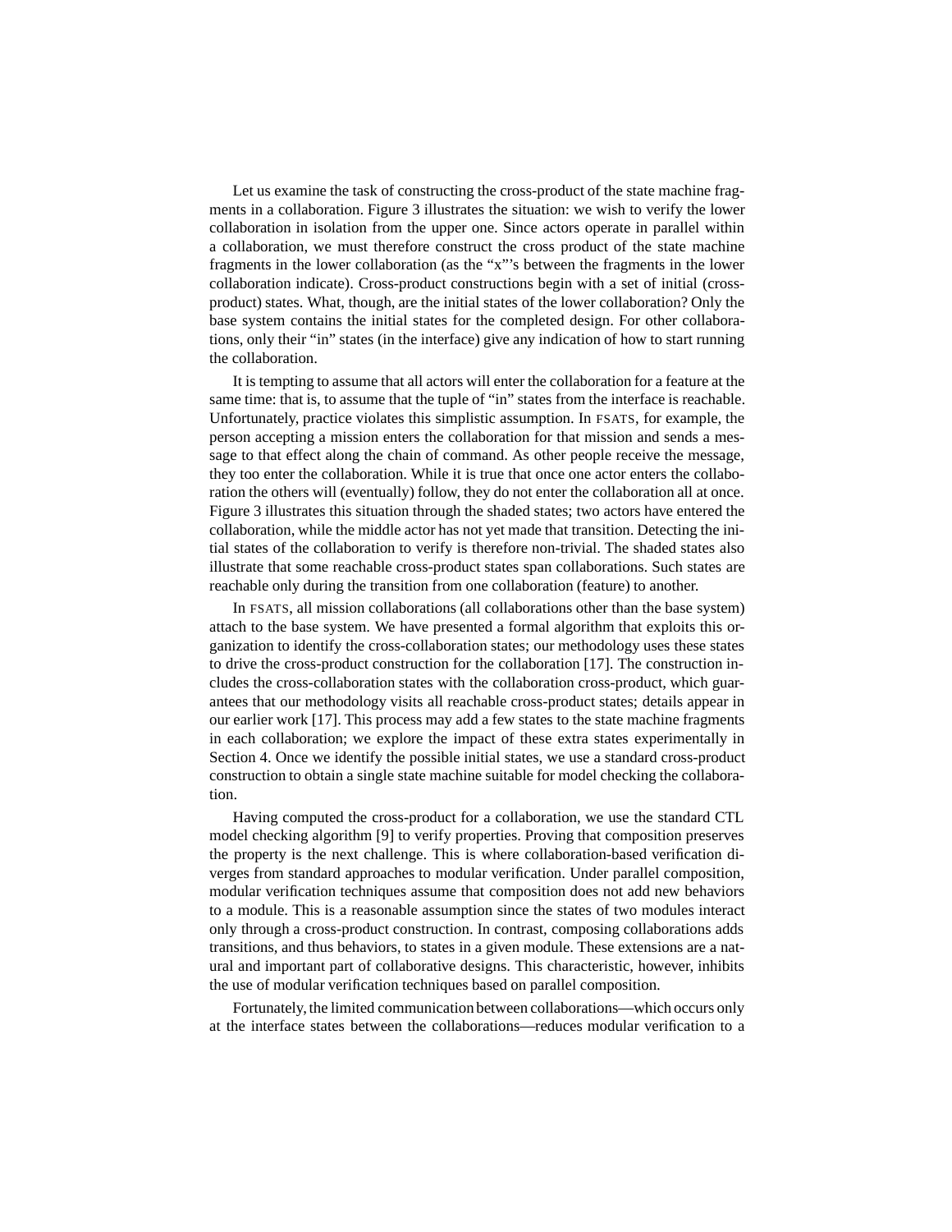Let us examine the task of constructing the cross-product of the state machine fragments in a collaboration. Figure 3 illustrates the situation: we wish to verify the lower collaboration in isolation from the upper one. Since actors operate in parallel within a collaboration, we must therefore construct the cross product of the state machine fragments in the lower collaboration (as the "x"'s between the fragments in the lower collaboration indicate). Cross-product constructions begin with a set of initial (cross-product) states. What, though, are the initial states of the lower collaboration? Only the base system contains the initial states for the completed design. For other collaborations, only their "in" states (in the interface) give any indication of how to start running the collaboration.

It is tempting to assume that all actors will enter the collaboration for a feature at the same time: that is, to assume that the tuple of "in" states from the interface is reachable. Unfortunately, practice violates this simplistic assumption. In FSATS, for example, the person accepting a mission enters the collaboration for that mission and sends a message to that effect along the chain of command. As other people receive the message, they too enter the collaboration. While it is true that once one actor enters the collaboration the others will (eventually) follow, they do not enter the collaboration all at once. Figure 3 illustrates this situation through the shaded states; two actors have entered the collaboration, while the middle actor has not yet made that transition. Detecting the initial states of the collaboration to verify is therefore non-trivial. The shaded states also illustrate that some reachable cross-product states span collaborations. Such states are reachable only during the transition from one collaboration (feature) to another.

In FSATS, all mission collaborations (all collaborations other than the base system) attach to the base system. We have presented a formal algorithm that exploits this organization to identify the cross-collaboration states; our methodology uses these states to drive the cross-product construction for the collaboration [17]. The construction includes the cross-collaboration states with the collaboration cross-product, which guarantees that our methodology visits all reachable cross-product states; details appear in our earlier work [17]. This process may add a few states to the state machine fragments in each collaboration; we explore the impact of these extra states experimentally in Section 4. Once we identify the possible initial states, we use a standard cross-product construction to obtain a single state machine suitable for model checking the collaboration.

Having computed the cross-product for a collaboration, we use the standard CTL model checking algorithm [9] to verify properties. Proving that composition preserves the property is the next challenge. This is where collaboration-based verification diverges from standard approaches to modular verification. Under parallel composition, modular verification techniques assume that composition does not add new behaviors to a module. This is a reasonable assumption since the states of two modules interact only through a cross-product construction. In contrast, composing collaborations adds transitions, and thus behaviors, to states in a given module. These extensions are a natural and important part of collaborative designs. This characteristic, however, inhibits the use of modular verification techniques based on parallel composition.

Fortunately, the limited communication between collaborations—which occurs only at the interface states between the collaborations—reduces modular verification to a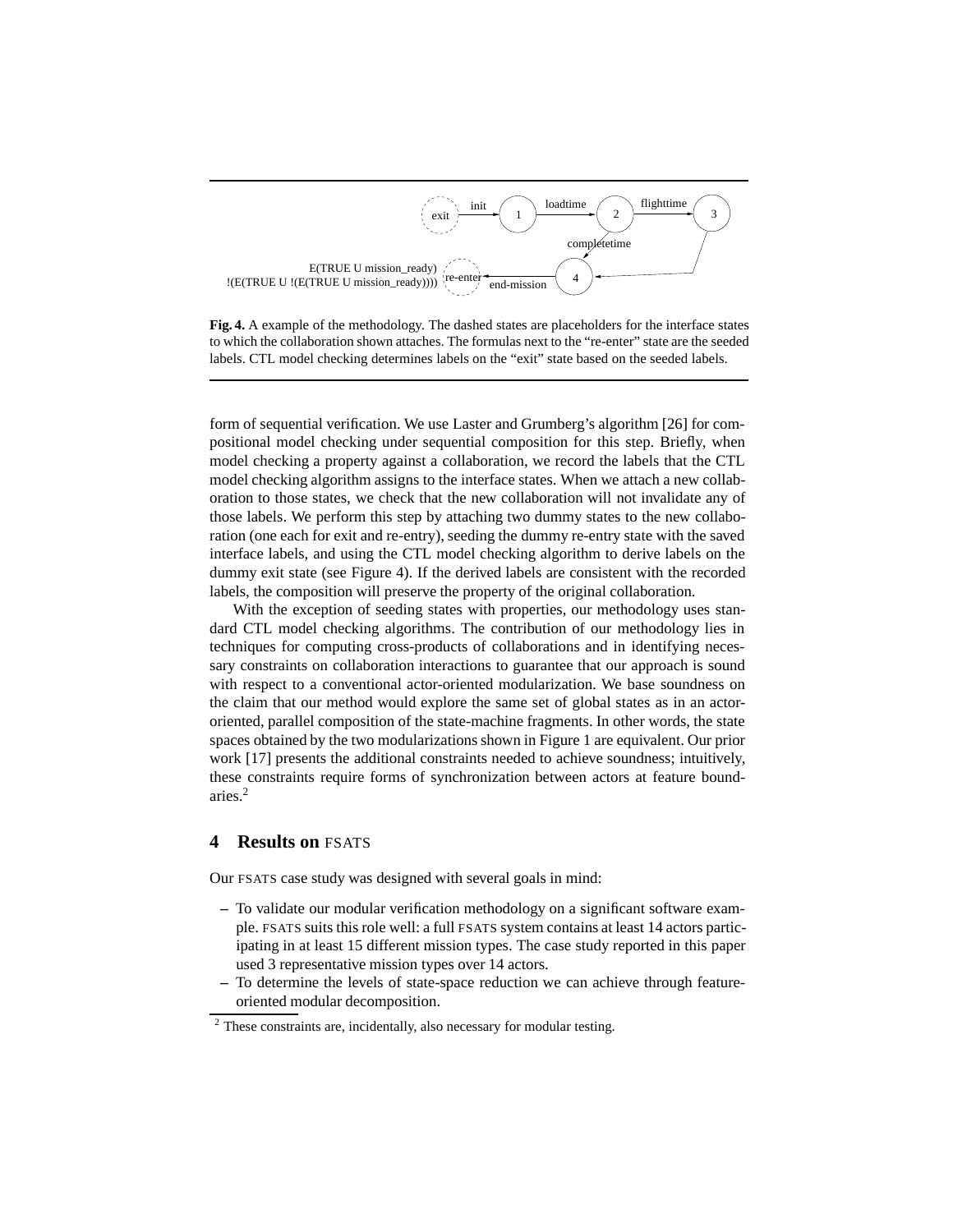E(TRUE U mission_ready)
!(E(TRUE U !(E(TRUE U mission_ready))))

**Fig. 4.** A example of the methodology. The dashed states are placeholders for the interface states to which the collaboration shown attaches. The formulas next to the "re-enter" state are the seeded labels. CTL model checking determines labels on the "exit" state based on the seeded labels.

form of sequential verification. We use Laster and Grumberg's algorithm [26] for compositional model checking under sequential composition for this step. Briefly, when model checking a property against a collaboration, we record the labels that the CTL model checking algorithm assigns to the interface states. When we attach a new collaboration to those states, we check that the new collaboration will not invalidate any of those labels. We perform this step by attaching two dummy states to the new collaboration (one each for exit and re-entry), seeding the dummy re-entry state with the saved interface labels, and using the CTL model checking algorithm to derive labels on the dummy exit state (see Figure 4). If the derived labels are consistent with the recorded labels, the composition will preserve the property of the original collaboration.

With the exception of seeding states with properties, our methodology uses standard CTL model checking algorithms. The contribution of our methodology lies in techniques for computing cross-products of collaborations and in identifying necessary constraints on collaboration interactions to guarantee that our approach is sound with respect to a conventional actor-oriented modularization. We base soundness on the claim that our method would explore the same set of global states as in an actor-oriented, parallel composition of the state-machine fragments. In other words, the state spaces obtained by the two modularizations shown in Figure 1 are equivalent. Our prior work [17] presents the additional constraints needed to achieve soundness; intuitively, these constraints require forms of synchronization between actors at feature boundaries.[2]

## 4 Results on FSATS

Our FSATS case study was designed with several goals in mind:

- To validate our modular verification methodology on a significant software example. FSATS suits this role well: a full FSATS system contains at least 14 actors participating in at least 15 different mission types. The case study reported in this paper used 3 representative mission types over 14 actors.
- To determine the levels of state-space reduction we can achieve through feature-oriented modular decomposition.

[2] These constraints are, incidentally, also necessary for modular testing.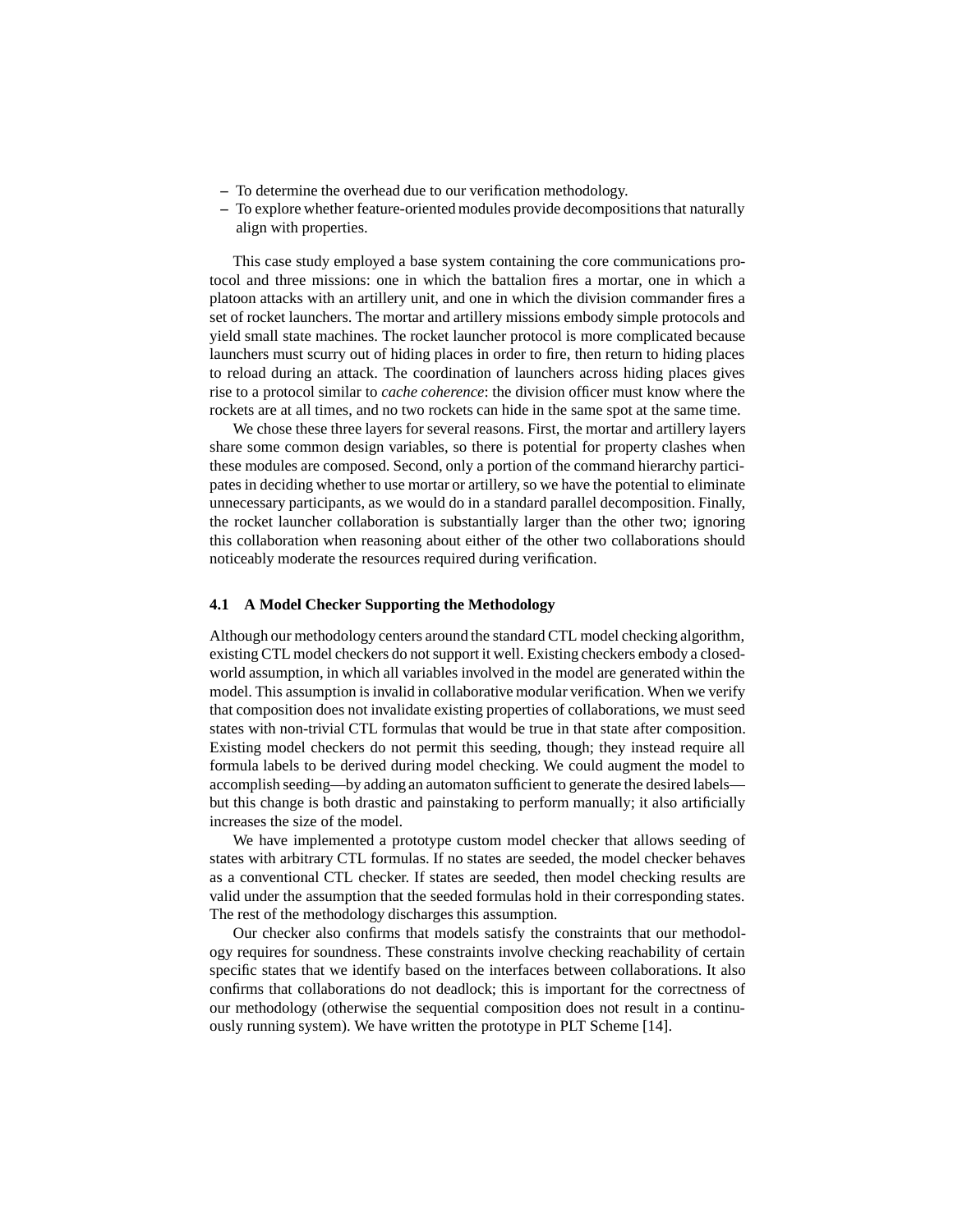- To determine the overhead due to our verification methodology.
- To explore whether feature-oriented modules provide decompositions that naturally align with properties.

This case study employed a base system containing the core communications protocol and three missions: one in which the battalion fires a mortar, one in which a platoon attacks with an artillery unit, and one in which the division commander fires a set of rocket launchers. The mortar and artillery missions embody simple protocols and yield small state machines. The rocket launcher protocol is more complicated because launchers must scurry out of hiding places in order to fire, then return to hiding places to reload during an attack. The coordination of launchers across hiding places gives rise to a protocol similar to *cache coherence*: the division officer must know where the rockets are at all times, and no two rockets can hide in the same spot at the same time.

We chose these three layers for several reasons. First, the mortar and artillery layers share some common design variables, so there is potential for property clashes when these modules are composed. Second, only a portion of the command hierarchy participates in deciding whether to use mortar or artillery, so we have the potential to eliminate unnecessary participants, as we would do in a standard parallel decomposition. Finally, the rocket launcher collaboration is substantially larger than the other two; ignoring this collaboration when reasoning about either of the other two collaborations should noticeably moderate the resources required during verification.

### 4.1 A Model Checker Supporting the Methodology

Although our methodology centers around the standard CTL model checking algorithm, existing CTL model checkers do not support it well. Existing checkers embody a closed-world assumption, in which all variables involved in the model are generated within the model. This assumption is invalid in collaborative modular verification. When we verify that composition does not invalidate existing properties of collaborations, we must seed states with non-trivial CTL formulas that would be true in that state after composition. Existing model checkers do not permit this seeding, though; they instead require all formula labels to be derived during model checking. We could augment the model to accomplish seeding—by adding an automaton sufficient to generate the desired labels—but this change is both drastic and painstaking to perform manually; it also artificially increases the size of the model.

We have implemented a prototype custom model checker that allows seeding of states with arbitrary CTL formulas. If no states are seeded, the model checker behaves as a conventional CTL checker. If states are seeded, then model checking results are valid under the assumption that the seeded formulas hold in their corresponding states. The rest of the methodology discharges this assumption.

Our checker also confirms that models satisfy the constraints that our methodology requires for soundness. These constraints involve checking reachability of certain specific states that we identify based on the interfaces between collaborations. It also confirms that collaborations do not deadlock; this is important for the correctness of our methodology (otherwise the sequential composition does not result in a continuously running system). We have written the prototype in PLT Scheme [14].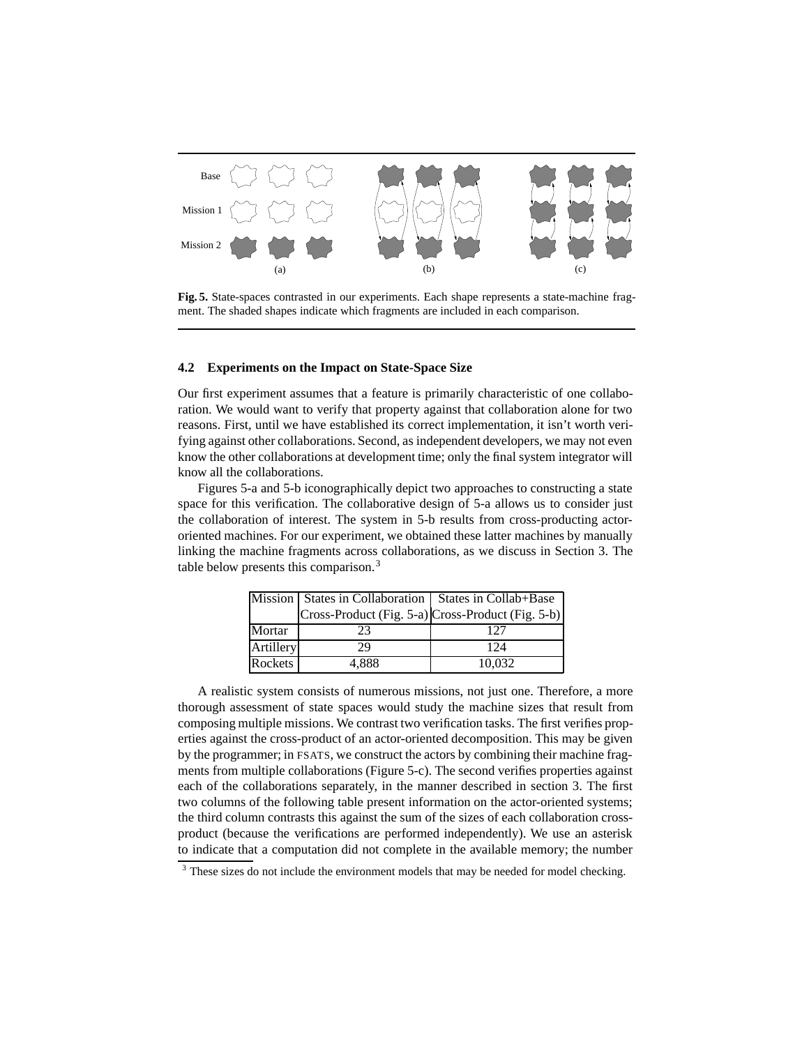Fig. 5. State-spaces contrasted in our experiments. Each shape represents a state-machine fragment. The shaded shapes indicate which fragments are included in each comparison.

### 4.2 Experiments on the Impact on State-Space Size

Our first experiment assumes that a feature is primarily characteristic of one collaboration. We would want to verify that property against that collaboration alone for two reasons. First, until we have established its correct implementation, it isn't worth verifying against other collaborations. Second, as independent developers, we may not even know the other collaborations at development time; only the final system integrator will know all the collaborations.

Figures 5-a and 5-b iconographically depict two approaches to constructing a state space for this verification. The collaborative design of 5-a allows us to consider just the collaboration of interest. The system in 5-b results from cross-producting actor-oriented machines. For our experiment, we obtained these latter machines by manually linking the machine fragments across collaborations, as we discuss in Section 3. The table below presents this comparison.[3]

| Mission | States in Collaboration Cross-Product (Fig. 5-a) | States in Collab+Base Cross-Product (Fig. 5-b) |
|---|---|---|
| Mortar | 23 | 127 |
| Artillery | 29 | 124 |
| Rockets | 4,888 | 10,032 |

A realistic system consists of numerous missions, not just one. Therefore, a more thorough assessment of state spaces would study the machine sizes that result from composing multiple missions. We contrast two verification tasks. The first verifies properties against the cross-product of an actor-oriented decomposition. This may be given by the programmer; in FSATS, we construct the actors by combining their machine fragments from multiple collaborations (Figure 5-c). The second verifies properties against each of the collaborations separately, in the manner described in section 3. The first two columns of the following table present information on the actor-oriented systems; the third column contrasts this against the sum of the sizes of each collaboration cross-product (because the verifications are performed independently). We use an asterisk to indicate that a computation did not complete in the available memory; the number

[3] These sizes do not include the environment models that may be needed for model checking.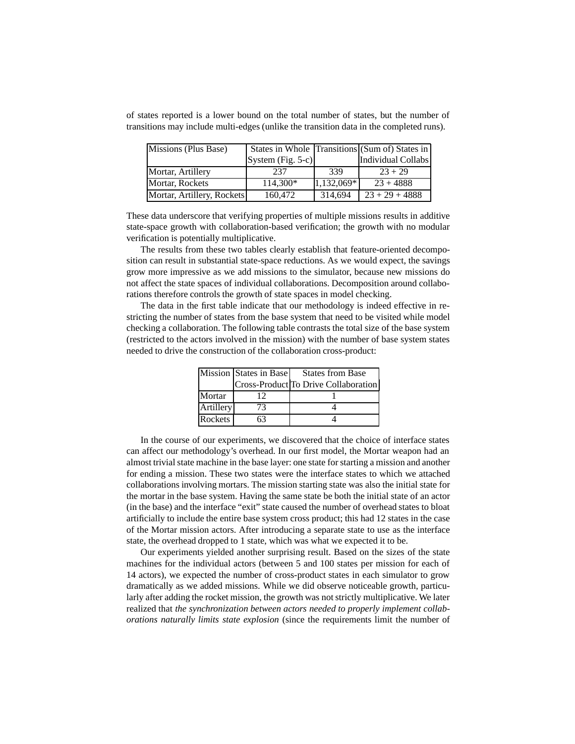of states reported is a lower bound on the total number of states, but the number of transitions may include multi-edges (unlike the transition data in the completed runs).

| Missions (Plus Base) | States in Whole System (Fig. 5-c) | Transitions | (Sum of) States in Individual Collabs |
|---|---|---|---|
| Mortar, Artillery | 237 | 339 | 23 + 29 |
| Mortar, Rockets | 114,300* | 1,132,069* | 23 + 4888 |
| Mortar, Artillery, Rockets | 160,472 | 314,694 | 23 + 29 + 4888 |

These data underscore that verifying properties of multiple missions results in additive state-space growth with collaboration-based verification; the growth with no modular verification is potentially multiplicative.

The results from these two tables clearly establish that feature-oriented decomposition can result in substantial state-space reductions. As we would expect, the savings grow more impressive as we add missions to the simulator, because new missions do not affect the state spaces of individual collaborations. Decomposition around collaborations therefore controls the growth of state spaces in model checking.

The data in the first table indicate that our methodology is indeed effective in restricting the number of states from the base system that need to be visited while model checking a collaboration. The following table contrasts the total size of the base system (restricted to the actors involved in the mission) with the number of base system states needed to drive the construction of the collaboration cross-product:

| Mission | States in Base Cross-Product | States from Base To Drive Collaboration |
|---|---|---|
| Mortar | 12 | 1 |
| Artillery | 73 | 4 |
| Rockets | 63 | 4 |

In the course of our experiments, we discovered that the choice of interface states can affect our methodology's overhead. In our first model, the Mortar weapon had an almost trivial state machine in the base layer: one state for starting a mission and another for ending a mission. These two states were the interface states to which we attached collaborations involving mortars. The mission starting state was also the initial state for the mortar in the base system. Having the same state be both the initial state of an actor (in the base) and the interface "exit" state caused the number of overhead states to bloat artificially to include the entire base system cross product; this had 12 states in the case of the Mortar mission actors. After introducing a separate state to use as the interface state, the overhead dropped to 1 state, which was what we expected it to be.

Our experiments yielded another surprising result. Based on the sizes of the state machines for the individual actors (between 5 and 100 states per mission for each of 14 actors), we expected the number of cross-product states in each simulator to grow dramatically as we added missions. While we did observe noticeable growth, particularly after adding the rocket mission, the growth was not strictly multiplicative. We later realized that *the synchronization between actors needed to properly implement collaborations naturally limits state explosion* (since the requirements limit the number of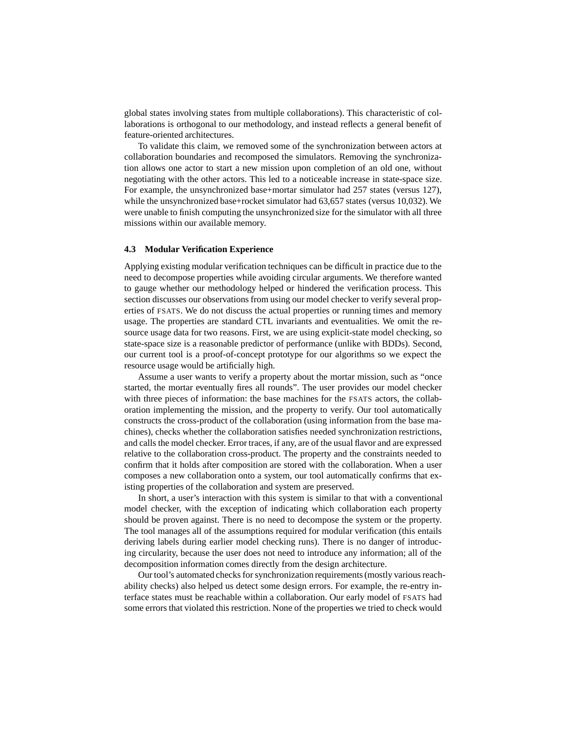global states involving states from multiple collaborations). This characteristic of collaborations is orthogonal to our methodology, and instead reflects a general benefit of feature-oriented architectures.

To validate this claim, we removed some of the synchronization between actors at collaboration boundaries and recomposed the simulators. Removing the synchronization allows one actor to start a new mission upon completion of an old one, without negotiating with the other actors. This led to a noticeable increase in state-space size. For example, the unsynchronized base+mortar simulator had 257 states (versus 127), while the unsynchronized base+rocket simulator had 63,657 states (versus 10,032). We were unable to finish computing the unsynchronized size for the simulator with all three missions within our available memory.

### 4.3 Modular Verification Experience

Applying existing modular verification techniques can be difficult in practice due to the need to decompose properties while avoiding circular arguments. We therefore wanted to gauge whether our methodology helped or hindered the verification process. This section discusses our observations from using our model checker to verify several properties of FSATS. We do not discuss the actual properties or running times and memory usage. The properties are standard CTL invariants and eventualities. We omit the resource usage data for two reasons. First, we are using explicit-state model checking, so state-space size is a reasonable predictor of performance (unlike with BDDs). Second, our current tool is a proof-of-concept prototype for our algorithms so we expect the resource usage would be artificially high.

Assume a user wants to verify a property about the mortar mission, such as "once started, the mortar eventually fires all rounds". The user provides our model checker with three pieces of information: the base machines for the FSATS actors, the collaboration implementing the mission, and the property to verify. Our tool automatically constructs the cross-product of the collaboration (using information from the base machines), checks whether the collaboration satisfies needed synchronization restrictions, and calls the model checker. Error traces, if any, are of the usual flavor and are expressed relative to the collaboration cross-product. The property and the constraints needed to confirm that it holds after composition are stored with the collaboration. When a user composes a new collaboration onto a system, our tool automatically confirms that existing properties of the collaboration and system are preserved.

In short, a user's interaction with this system is similar to that with a conventional model checker, with the exception of indicating which collaboration each property should be proven against. There is no need to decompose the system or the property. The tool manages all of the assumptions required for modular verification (this entails deriving labels during earlier model checking runs). There is no danger of introducing circularity, because the user does not need to introduce any information; all of the decomposition information comes directly from the design architecture.

Our tool's automated checks for synchronization requirements (mostly various reachability checks) also helped us detect some design errors. For example, the re-entry interface states must be reachable within a collaboration. Our early model of FSATS had some errors that violated this restriction. None of the properties we tried to check would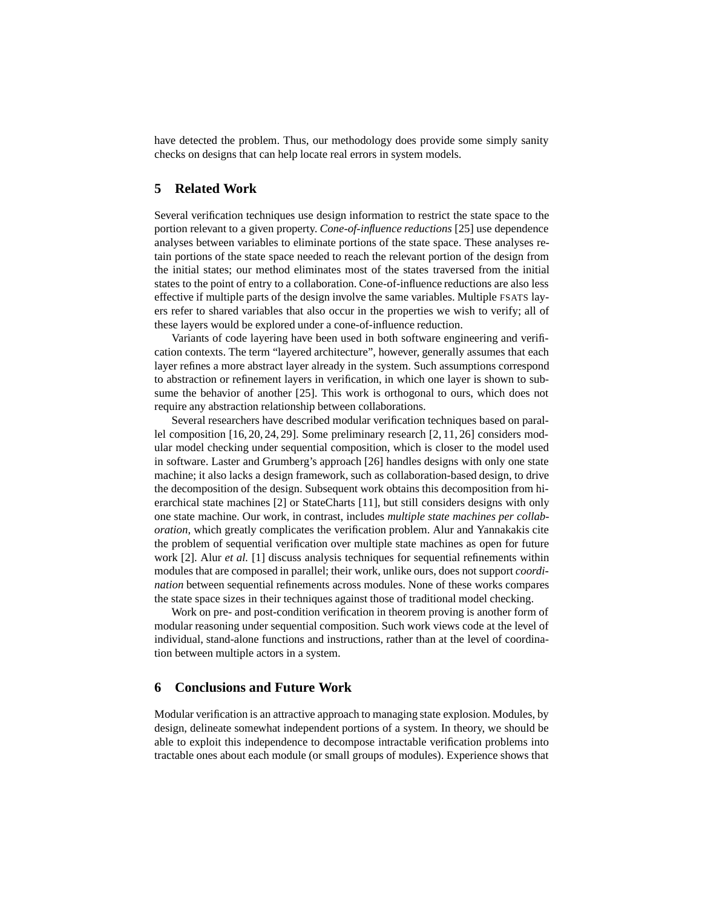have detected the problem. Thus, our methodology does provide some simply sanity checks on designs that can help locate real errors in system models.

## 5 Related Work

Several verification techniques use design information to restrict the state space to the portion relevant to a given property. *Cone-of-influence reductions* [25] use dependence analyses between variables to eliminate portions of the state space. These analyses retain portions of the state space needed to reach the relevant portion of the design from the initial states; our method eliminates most of the states traversed from the initial states to the point of entry to a collaboration. Cone-of-influence reductions are also less effective if multiple parts of the design involve the same variables. Multiple FSATS layers refer to shared variables that also occur in the properties we wish to verify; all of these layers would be explored under a cone-of-influence reduction.

Variants of code layering have been used in both software engineering and verification contexts. The term "layered architecture", however, generally assumes that each layer refines a more abstract layer already in the system. Such assumptions correspond to abstraction or refinement layers in verification, in which one layer is shown to subsume the behavior of another [25]. This work is orthogonal to ours, which does not require any abstraction relationship between collaborations.

Several researchers have described modular verification techniques based on parallel composition [16, 20, 24, 29]. Some preliminary research [2, 11, 26] considers modular model checking under sequential composition, which is closer to the model used in software. Laster and Grumberg's approach [26] handles designs with only one state machine; it also lacks a design framework, such as collaboration-based design, to drive the decomposition of the design. Subsequent work obtains this decomposition from hierarchical state machines [2] or StateCharts [11], but still considers designs with only one state machine. Our work, in contrast, includes *multiple state machines per collaboration*, which greatly complicates the verification problem. Alur and Yannakakis cite the problem of sequential verification over multiple state machines as open for future work [2]. Alur *et al.* [1] discuss analysis techniques for sequential refinements within modules that are composed in parallel; their work, unlike ours, does not support *coordination* between sequential refinements across modules. None of these works compares the state space sizes in their techniques against those of traditional model checking.

Work on pre- and post-condition verification in theorem proving is another form of modular reasoning under sequential composition. Such work views code at the level of individual, stand-alone functions and instructions, rather than at the level of coordination between multiple actors in a system.

## 6 Conclusions and Future Work

Modular verification is an attractive approach to managing state explosion. Modules, by design, delineate somewhat independent portions of a system. In theory, we should be able to exploit this independence to decompose intractable verification problems into tractable ones about each module (or small groups of modules). Experience shows that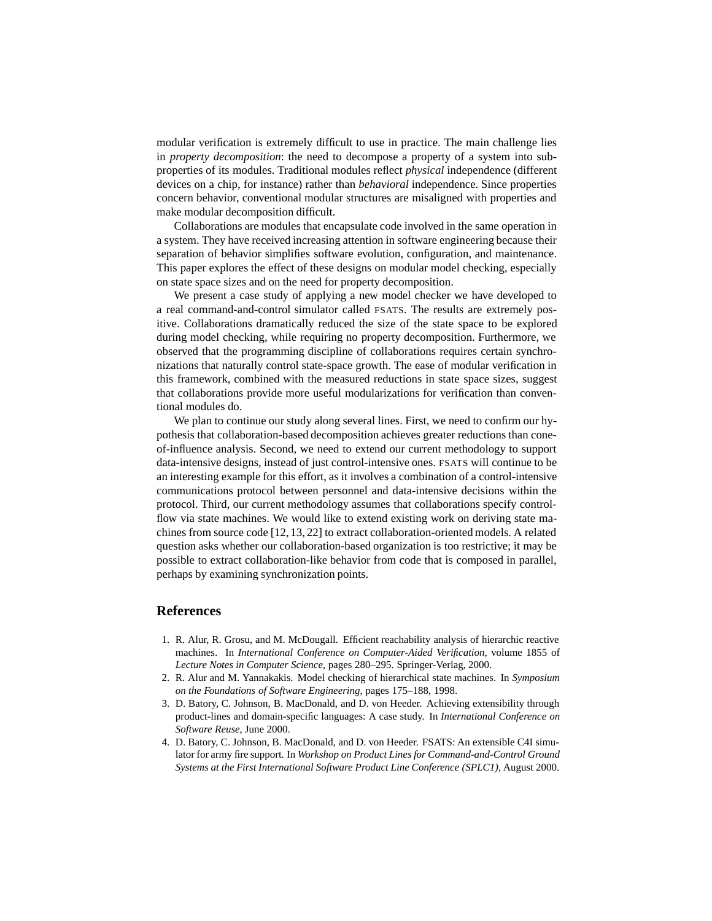modular verification is extremely difficult to use in practice. The main challenge lies in *property decomposition*: the need to decompose a property of a system into sub-properties of its modules. Traditional modules reflect *physical* independence (different devices on a chip, for instance) rather than *behavioral* independence. Since properties concern behavior, conventional modular structures are misaligned with properties and make modular decomposition difficult.

Collaborations are modules that encapsulate code involved in the same operation in a system. They have received increasing attention in software engineering because their separation of behavior simplifies software evolution, configuration, and maintenance. This paper explores the effect of these designs on modular model checking, especially on state space sizes and on the need for property decomposition.

We present a case study of applying a new model checker we have developed to a real command-and-control simulator called FSATS. The results are extremely positive. Collaborations dramatically reduced the size of the state space to be explored during model checking, while requiring no property decomposition. Furthermore, we observed that the programming discipline of collaborations requires certain synchronizations that naturally control state-space growth. The ease of modular verification in this framework, combined with the measured reductions in state space sizes, suggest that collaborations provide more useful modularizations for verification than conventional modules do.

We plan to continue our study along several lines. First, we need to confirm our hypothesis that collaboration-based decomposition achieves greater reductions than cone-of-influence analysis. Second, we need to extend our current methodology to support data-intensive designs, instead of just control-intensive ones. FSATS will continue to be an interesting example for this effort, as it involves a combination of a control-intensive communications protocol between personnel and data-intensive decisions within the protocol. Third, our current methodology assumes that collaborations specify control-flow via state machines. We would like to extend existing work on deriving state machines from source code [12, 13, 22] to extract collaboration-oriented models. A related question asks whether our collaboration-based organization is too restrictive; it may be possible to extract collaboration-like behavior from code that is composed in parallel, perhaps by examining synchronization points.

## References

1. R. Alur, R. Grosu, and M. McDougall. Efficient reachability analysis of hierarchic reactive machines. In *International Conference on Computer-Aided Verification*, volume 1855 of *Lecture Notes in Computer Science*, pages 280–295. Springer-Verlag, 2000.
2. R. Alur and M. Yannakakis. Model checking of hierarchical state machines. In *Symposium on the Foundations of Software Engineering*, pages 175–188, 1998.
3. D. Batory, C. Johnson, B. MacDonald, and D. von Heeder. Achieving extensibility through product-lines and domain-specific languages: A case study. In *International Conference on Software Reuse*, June 2000.
4. D. Batory, C. Johnson, B. MacDonald, and D. von Heeder. FSATS: An extensible C4I simulator for army fire support. In *Workshop on Product Lines for Command-and-Control Ground Systems at the First International Software Product Line Conference (SPLC1)*, August 2000.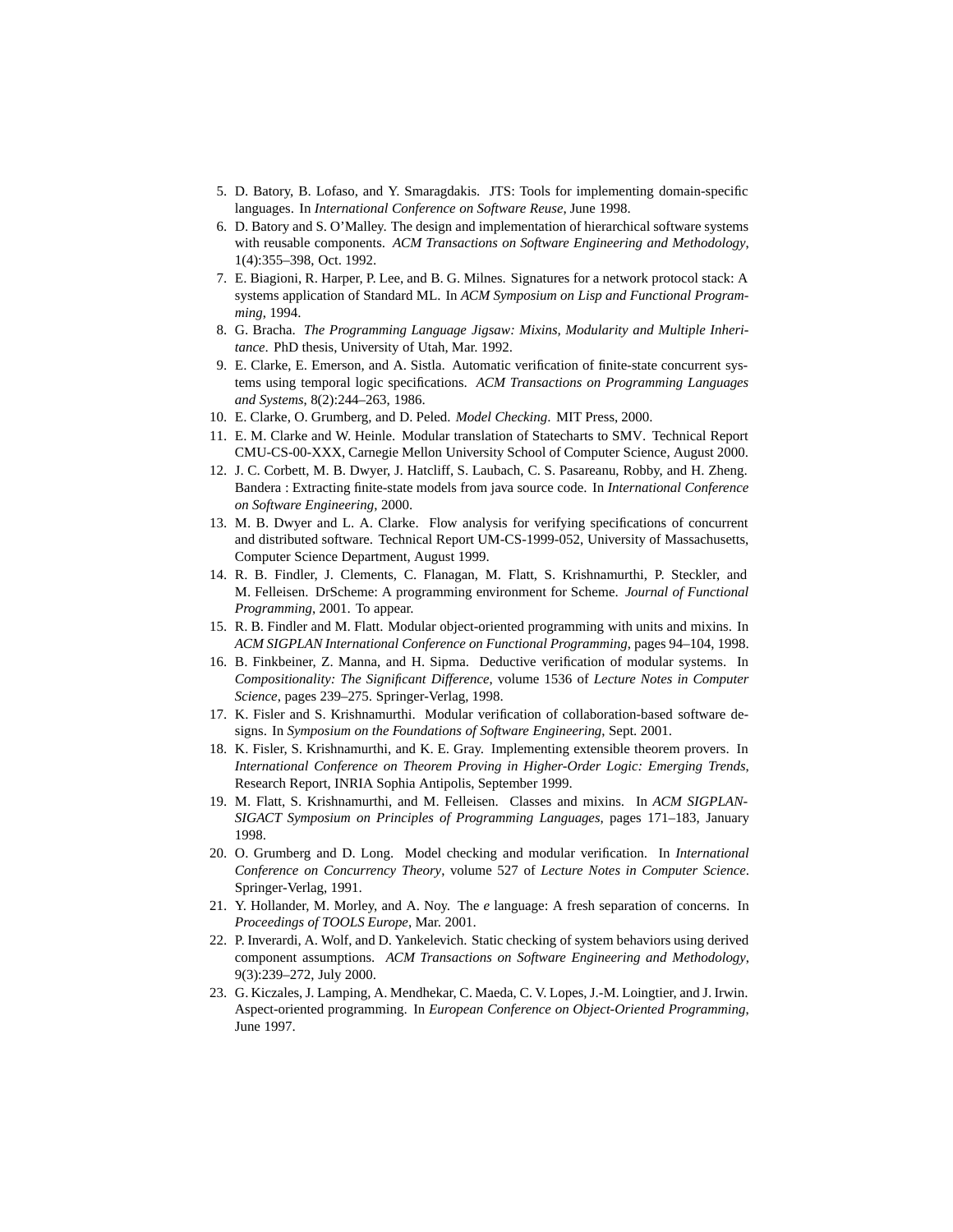5. D. Batory, B. Lofaso, and Y. Smaragdakis. JTS: Tools for implementing domain-specific languages. In *International Conference on Software Reuse*, June 1998.
6. D. Batory and S. O'Malley. The design and implementation of hierarchical software systems with reusable components. *ACM Transactions on Software Engineering and Methodology*, 1(4):355–398, Oct. 1992.
7. E. Biagioni, R. Harper, P. Lee, and B. G. Milnes. Signatures for a network protocol stack: A systems application of Standard ML. In *ACM Symposium on Lisp and Functional Programming*, 1994.
8. G. Bracha. *The Programming Language Jigsaw: Mixins, Modularity and Multiple Inheritance*. PhD thesis, University of Utah, Mar. 1992.
9. E. Clarke, E. Emerson, and A. Sistla. Automatic verification of finite-state concurrent systems using temporal logic specifications. *ACM Transactions on Programming Languages and Systems*, 8(2):244–263, 1986.
10. E. Clarke, O. Grumberg, and D. Peled. *Model Checking*. MIT Press, 2000.
11. E. M. Clarke and W. Heinle. Modular translation of Statecharts to SMV. Technical Report CMU-CS-00-XXX, Carnegie Mellon University School of Computer Science, August 2000.
12. J. C. Corbett, M. B. Dwyer, J. Hatcliff, S. Laubach, C. S. Pasareanu, Robby, and H. Zheng. Bandera : Extracting finite-state models from java source code. In *International Conference on Software Engineering*, 2000.
13. M. B. Dwyer and L. A. Clarke. Flow analysis for verifying specifications of concurrent and distributed software. Technical Report UM-CS-1999-052, University of Massachusetts, Computer Science Department, August 1999.
14. R. B. Findler, J. Clements, C. Flanagan, M. Flatt, S. Krishnamurthi, P. Steckler, and M. Felleisen. DrScheme: A programming environment for Scheme. *Journal of Functional Programming*, 2001. To appear.
15. R. B. Findler and M. Flatt. Modular object-oriented programming with units and mixins. In *ACM SIGPLAN International Conference on Functional Programming*, pages 94–104, 1998.
16. B. Finkbeiner, Z. Manna, and H. Sipma. Deductive verification of modular systems. In *Compositionality: The Significant Difference*, volume 1536 of *Lecture Notes in Computer Science*, pages 239–275. Springer-Verlag, 1998.
17. K. Fisler and S. Krishnamurthi. Modular verification of collaboration-based software designs. In *Symposium on the Foundations of Software Engineering*, Sept. 2001.
18. K. Fisler, S. Krishnamurthi, and K. E. Gray. Implementing extensible theorem provers. In *International Conference on Theorem Proving in Higher-Order Logic: Emerging Trends*, Research Report, INRIA Sophia Antipolis, September 1999.
19. M. Flatt, S. Krishnamurthi, and M. Felleisen. Classes and mixins. In *ACM SIGPLAN-SIGACT Symposium on Principles of Programming Languages*, pages 171–183, January 1998.
20. O. Grumberg and D. Long. Model checking and modular verification. In *International Conference on Concurrency Theory*, volume 527 of *Lecture Notes in Computer Science*. Springer-Verlag, 1991.
21. Y. Hollander, M. Morley, and A. Noy. The *e* language: A fresh separation of concerns. In *Proceedings of TOOLS Europe*, Mar. 2001.
22. P. Inverardi, A. Wolf, and D. Yankelevich. Static checking of system behaviors using derived component assumptions. *ACM Transactions on Software Engineering and Methodology*, 9(3):239–272, July 2000.
23. G. Kiczales, J. Lamping, A. Mendhekar, C. Maeda, C. V. Lopes, J.-M. Loingtier, and J. Irwin. Aspect-oriented programming. In *European Conference on Object-Oriented Programming*, June 1997.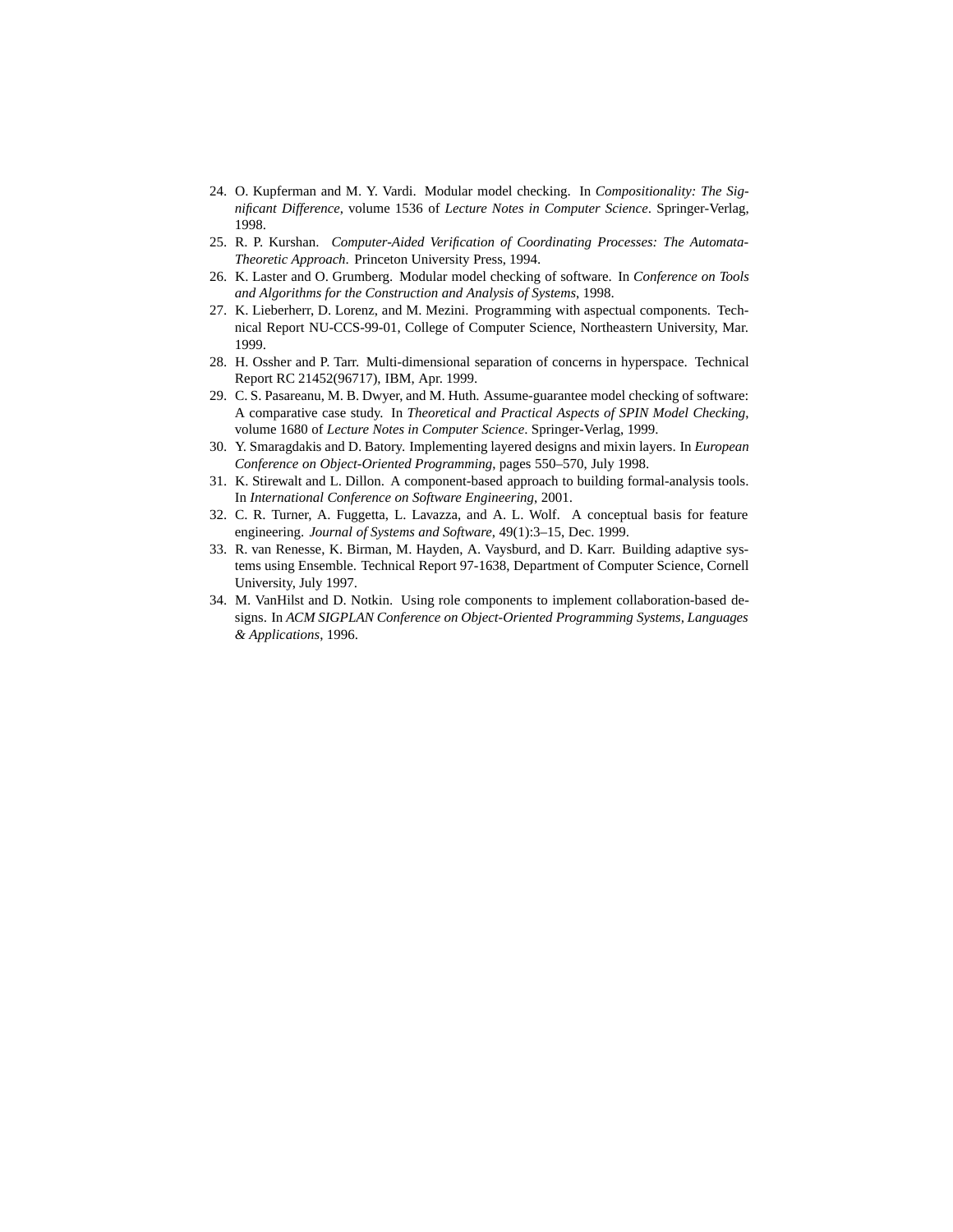24. O. Kupferman and M. Y. Vardi. Modular model checking. In *Compositionality: The Significant Difference*, volume 1536 of *Lecture Notes in Computer Science*. Springer-Verlag, 1998.
25. R. P. Kurshan. *Computer-Aided Verification of Coordinating Processes: The Automata-Theoretic Approach*. Princeton University Press, 1994.
26. K. Laster and O. Grumberg. Modular model checking of software. In *Conference on Tools and Algorithms for the Construction and Analysis of Systems*, 1998.
27. K. Lieberherr, D. Lorenz, and M. Mezini. Programming with aspectual components. Technical Report NU-CCS-99-01, College of Computer Science, Northeastern University, Mar. 1999.
28. H. Ossher and P. Tarr. Multi-dimensional separation of concerns in hyperspace. Technical Report RC 21452(96717), IBM, Apr. 1999.
29. C. S. Pasareanu, M. B. Dwyer, and M. Huth. Assume-guarantee model checking of software: A comparative case study. In *Theoretical and Practical Aspects of SPIN Model Checking*, volume 1680 of *Lecture Notes in Computer Science*. Springer-Verlag, 1999.
30. Y. Smaragdakis and D. Batory. Implementing layered designs and mixin layers. In *European Conference on Object-Oriented Programming*, pages 550–570, July 1998.
31. K. Stirewalt and L. Dillon. A component-based approach to building formal-analysis tools. In *International Conference on Software Engineering*, 2001.
32. C. R. Turner, A. Fuggetta, L. Lavazza, and A. L. Wolf. A conceptual basis for feature engineering. *Journal of Systems and Software*, 49(1):3–15, Dec. 1999.
33. R. van Renesse, K. Birman, M. Hayden, A. Vaysburd, and D. Karr. Building adaptive systems using Ensemble. Technical Report 97-1638, Department of Computer Science, Cornell University, July 1997.
34. M. VanHilst and D. Notkin. Using role components to implement collaboration-based designs. In *ACM SIGPLAN Conference on Object-Oriented Programming Systems, Languages & Applications*, 1996.